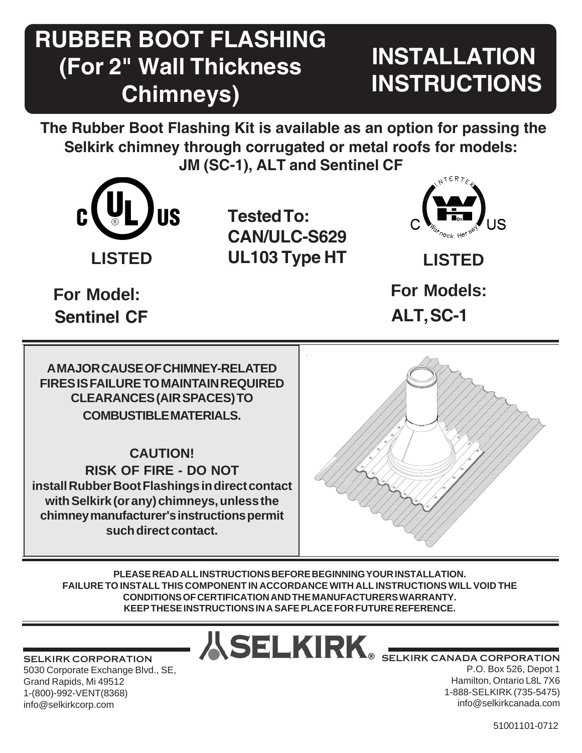# RUBBER BOOT FLASHING (For 2" Wall Thickness Chimneys)

# INSTALLATION INSTRUCTIONS

**The Rubber Boot Flashing Kit is available as an option for passing the Selkirk chimney through corrugated or metal roofs for models: JM (SC-1), ALT and Sentinel CF**

c UL US **LISTED**

**For Model: Sentinel CF**

**Tested To: CAN/ULC-S629 UL103 Type HT**

Intertek Warnock Hersey C US **LISTED**

**For Models: ALT, SC-1**

**A MAJOR CAUSE OF CHIMNEY-RELATED FIRES IS FAILURE TO MAINTAIN REQUIRED CLEARANCES (AIR SPACES) TO COMBUSTIBLE MATERIALS.**

**CAUTION! RISK OF FIRE - DO NOT install Rubber Boot Flashings in direct contact with Selkirk (or any) chimneys, unless the chimney manufacturer's instructions permit such direct contact.**

**PLEASE READ ALL INSTRUCTIONS BEFORE BEGINNING YOUR INSTALLATION. FAILURE TO INSTALL THIS COMPONENT IN ACCORDANCE WITH ALL INSTRUCTIONS WILL VOID THE CONDITIONS OF CERTIFICATION AND THE MANUFACTURERS WARRANTY. KEEP THESE INSTRUCTIONS IN A SAFE PLACE FOR FUTURE REFERENCE.**

**SELKIRK**

**SELKIRK CORPORATION**
5030 Corporate Exchange Blvd., SE,
Grand Rapids, Mi 49512
1-(800)-992-VENT(8368)
info@selkirkcorp.com

**SELKIRK CANADA CORPORATION**
P.O. Box 526, Depot 1
Hamilton, Ontario L8L 7X6
1-888-SELKIRK (735-5475)
info@selkirkcanada.com

51001101-0712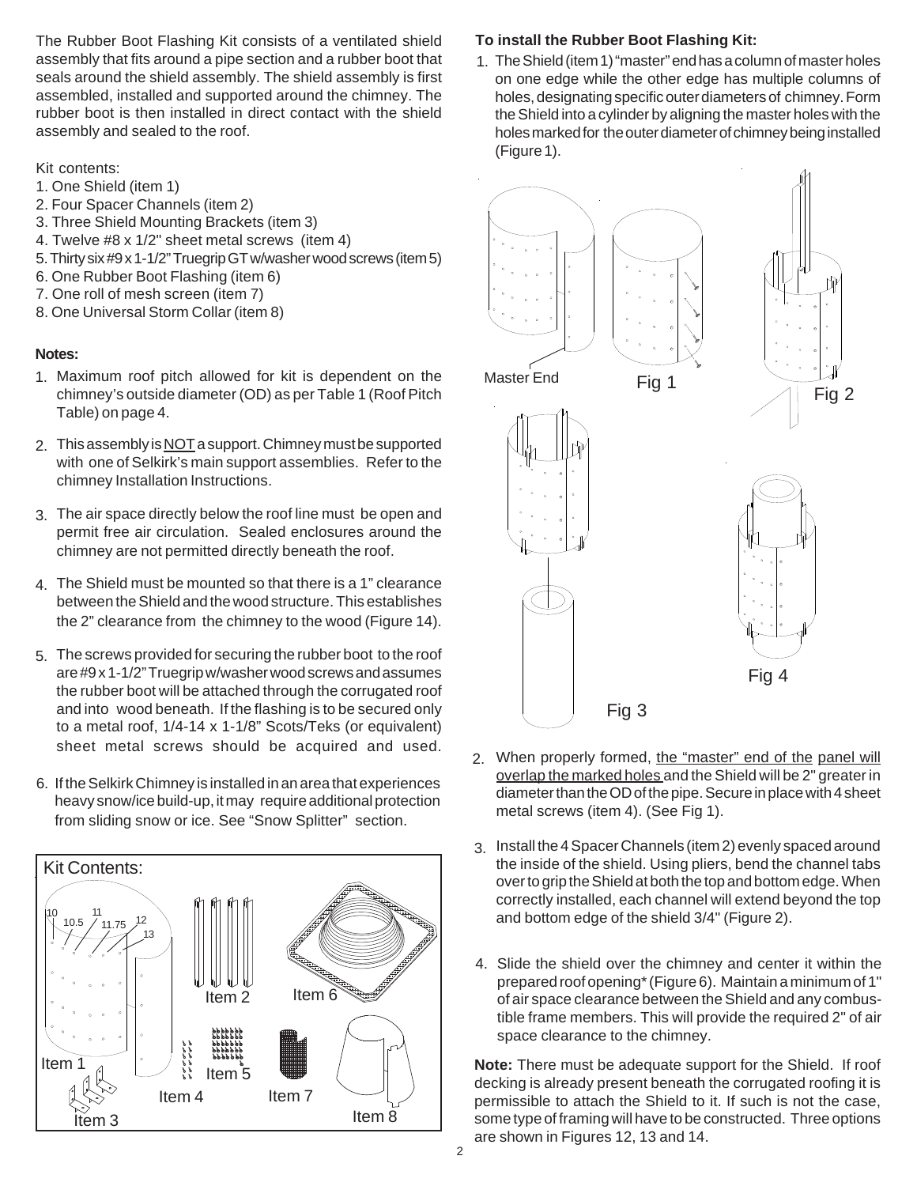The Rubber Boot Flashing Kit consists of a ventilated shield assembly that fits around a pipe section and a rubber boot that seals around the shield assembly. The shield assembly is first assembled, installed and supported around the chimney. The rubber boot is then installed in direct contact with the shield assembly and sealed to the roof.

Kit contents:

1. One Shield (item 1)
2. Four Spacer Channels (item 2)
3. Three Shield Mounting Brackets (item 3)
4. Twelve #8 x 1/2" sheet metal screws (item 4)
5. Thirty six #9 x 1-1/2" Truegrip GT w/washer wood screws (item 5)
6. One Rubber Boot Flashing (item 6)
7. One roll of mesh screen (item 7)
8. One Universal Storm Collar (item 8)

**Notes:**

1. Maximum roof pitch allowed for kit is dependent on the chimney's outside diameter (OD) as per Table 1 (Roof Pitch Table) on page 4.
2. This assembly is NOT a support. Chimney must be supported with one of Selkirk's main support assemblies. Refer to the chimney Installation Instructions.
3. The air space directly below the roof line must be open and permit free air circulation. Sealed enclosures around the chimney are not permitted directly beneath the roof.
4. The Shield must be mounted so that there is a 1" clearance between the Shield and the wood structure. This establishes the 2" clearance from the chimney to the wood (Figure 14).
5. The screws provided for securing the rubber boot to the roof are #9 x 1-1/2" Truegrip w/washer wood screws and assumes the rubber boot will be attached through the corrugated roof and into wood beneath. If the flashing is to be secured only to a metal roof, 1/4-14 x 1-1/8" Scots/Teks (or equivalent) sheet metal screws should be acquired and used.
6. If the Selkirk Chimney is installed in an area that experiences heavy snow/ice build-up, it may require additional protection from sliding snow or ice. See "Snow Splitter" section.

Kit Contents:

10, 10.5, 11, 11.75, 12, 13

Item 1, Item 2, Item 3, Item 4, Item 5, Item 6, Item 7, Item 8

**To install the Rubber Boot Flashing Kit:**

1. The Shield (item 1) "master" end has a column of master holes on one edge while the other edge has multiple columns of holes, designating specific outer diameters of chimney. Form the Shield into a cylinder by aligning the master holes with the holes marked for the outer diameter of chimney being installed (Figure 1).

Master End

Fig 1

Fig 2

Fig 3

Fig 4

2. When properly formed, the "master" end of the panel will overlap the marked holes and the Shield will be 2" greater in diameter than the OD of the pipe. Secure in place with 4 sheet metal screws (item 4). (See Fig 1).
3. Install the 4 Spacer Channels (item 2) evenly spaced around the inside of the shield. Using pliers, bend the channel tabs over to grip the Shield at both the top and bottom edge. When correctly installed, each channel will extend beyond the top and bottom edge of the shield 3/4" (Figure 2).
4. Slide the shield over the chimney and center it within the prepared roof opening* (Figure 6). Maintain a minimum of 1" of air space clearance between the Shield and any combustible frame members. This will provide the required 2" of air space clearance to the chimney.

**Note:** There must be adequate support for the Shield. If roof decking is already present beneath the corrugated roofing it is permissible to attach the Shield to it. If such is not the case, some type of framing will have to be constructed. Three options are shown in Figures 12, 13 and 14.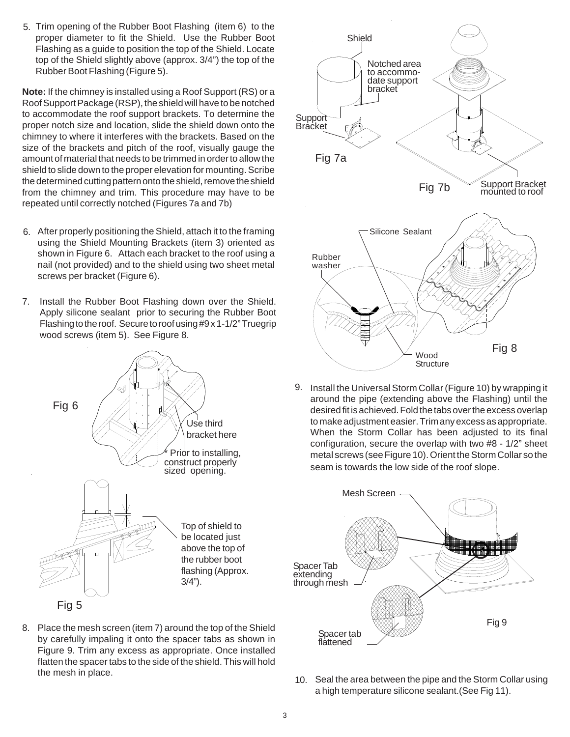5. Trim opening of the Rubber Boot Flashing (item 6) to the proper diameter to fit the Shield. Use the Rubber Boot Flashing as a guide to position the top of the Shield. Locate top of the Shield slightly above (approx. 3/4") the top of the Rubber Boot Flashing (Figure 5).

**Note:** If the chimney is installed using a Roof Support (RS) or a Roof Support Package (RSP), the shield will have to be notched to accommodate the roof support brackets. To determine the proper notch size and location, slide the shield down onto the chimney to where it interferes with the brackets. Based on the size of the brackets and pitch of the roof, visually gauge the amount of material that needs to be trimmed in order to allow the shield to slide down to the proper elevation for mounting. Scribe the determined cutting pattern onto the shield, remove the shield from the chimney and trim. This procedure may have to be repeated until correctly notched (Figures 7a and 7b)

6. After properly positioning the Shield, attach it to the framing using the Shield Mounting Brackets (item 3) oriented as shown in Figure 6. Attach each bracket to the roof using a nail (not provided) and to the shield using two sheet metal screws per bracket (Figure 6).

7. Install the Rubber Boot Flashing down over the Shield. Apply silicone sealant prior to securing the Rubber Boot Flashing to the roof. Secure to roof using #9 x 1-1/2" Truegrip wood screws (item 5). See Figure 8.

Fig 6 — Use third bracket here. * Prior to installing, construct properly sized opening.

Fig 5 — Top of shield to be located just above the top of the rubber boot flashing (Approx. 3/4").

8. Place the mesh screen (item 7) around the top of the Shield by carefully impaling it onto the spacer tabs as shown in Figure 9. Trim any excess as appropriate. Once installed flatten the spacer tabs to the side of the shield. This will hold the mesh in place.

Fig 7a — Shield; Notched area to accommodate support bracket; Support Bracket

Fig 7b — Support Bracket mounted to roof

Fig 8 — Silicone Sealant; Rubber washer; Wood Structure

9. Install the Universal Storm Collar (Figure 10) by wrapping it around the pipe (extending above the Flashing) until the desired fit is achieved. Fold the tabs over the excess overlap to make adjustment easier. Trim any excess as appropriate. When the Storm Collar has been adjusted to its final configuration, secure the overlap with two #8 - 1/2" sheet metal screws (see Figure 10). Orient the Storm Collar so the seam is towards the low side of the roof slope.

Fig 9 — Mesh Screen; Spacer Tab extending through mesh; Spacer tab flattened

10. Seal the area between the pipe and the Storm Collar using a high temperature silicone sealant.(See Fig 11).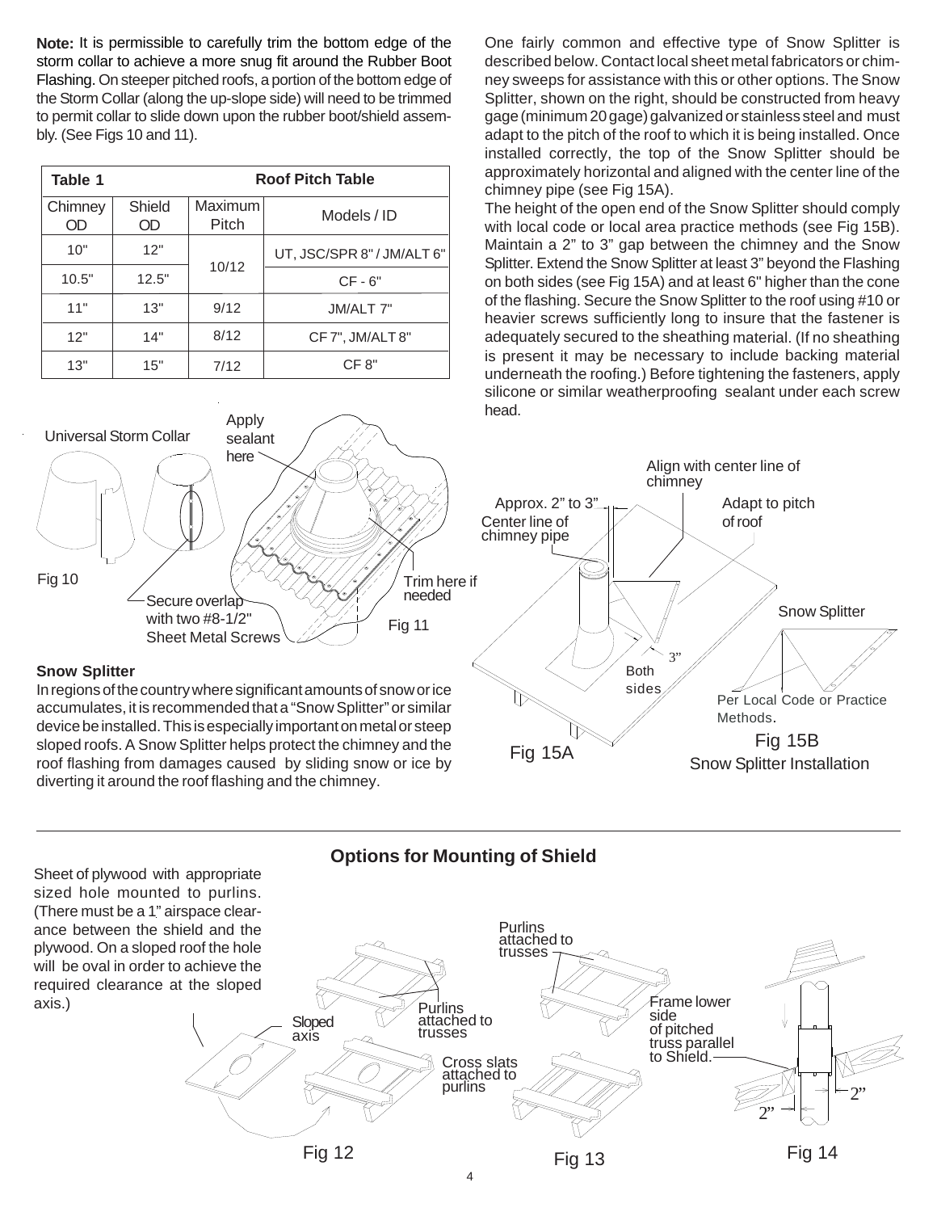**Note:** It is permissible to carefully trim the bottom edge of the storm collar to achieve a more snug fit around the Rubber Boot Flashing. On steeper pitched roofs, a portion of the bottom edge of the Storm Collar (along the up-slope side) will need to be trimmed to permit collar to slide down upon the rubber boot/shield assembly. (See Figs 10 and 11).

| Table 1 | | Roof Pitch Table | |
|---|---|---|---|
| Chimney OD | Shield OD | Maximum Pitch | Models / ID |
| 10" | 12" | 10/12 | UT, JSC/SPR 8" / JM/ALT 6" |
| 10.5" | 12.5" | | CF - 6" |
| 11" | 13" | 9/12 | JM/ALT 7" |
| 12" | 14" | 8/12 | CF 7", JM/ALT 8" |
| 13" | 15" | 7/12 | CF 8" |

Universal Storm Collar

Apply sealant here

Secure overlap with two #8-1/2" Sheet Metal Screws

Trim here if needed

Fig 10

Fig 11

### Snow Splitter

In regions of the country where significant amounts of snow or ice accumulates, it is recommended that a "Snow Splitter" or similar device be installed. This is especially important on metal or steep sloped roofs. A Snow Splitter helps protect the chimney and the roof flashing from damages caused by sliding snow or ice by diverting it around the roof flashing and the chimney.

One fairly common and effective type of Snow Splitter is described below. Contact local sheet metal fabricators or chimney sweeps for assistance with this or other options. The Snow Splitter, shown on the right, should be constructed from heavy gage (minimum 20 gage) galvanized or stainless steel and must adapt to the pitch of the roof to which it is being installed. Once installed correctly, the top of the Snow Splitter should be approximately horizontal and aligned with the center line of the chimney pipe (see Fig 15A).

The height of the open end of the Snow Splitter should comply with local code or local area practice methods (see Fig 15B). Maintain a 2" to 3" gap between the chimney and the Snow Splitter. Extend the Snow Splitter at least 3" beyond the Flashing on both sides (see Fig 15A) and at least 6" higher than the cone of the flashing. Secure the Snow Splitter to the roof using #10 or heavier screws sufficiently long to insure that the fastener is adequately secured to the sheathing material. (If no sheathing is present it may be necessary to include backing material underneath the roofing.) Before tightening the fasteners, apply silicone or similar weatherproofing sealant under each screw head.

Align with center line of chimney

Approx. 2" to 3"

Center line of chimney pipe

Adapt to pitch of roof

Snow Splitter

3"

Both sides

Per Local Code or Practice Methods.

Fig 15A

Fig 15B

Snow Splitter Installation

## Options for Mounting of Shield

Sheet of plywood with appropriate sized hole mounted to purlins. (There must be a 1" airspace clearance between the shield and the plywood. On a sloped roof the hole will be oval in order to achieve the required clearance at the sloped axis.)

Sloped axis

Purlins attached to trusses

Purlins attached to trusses

Cross slats attached to purlins

Frame lower side of pitched truss parallel to Shield.

2"

2"

Fig 12

Fig 13

Fig 14